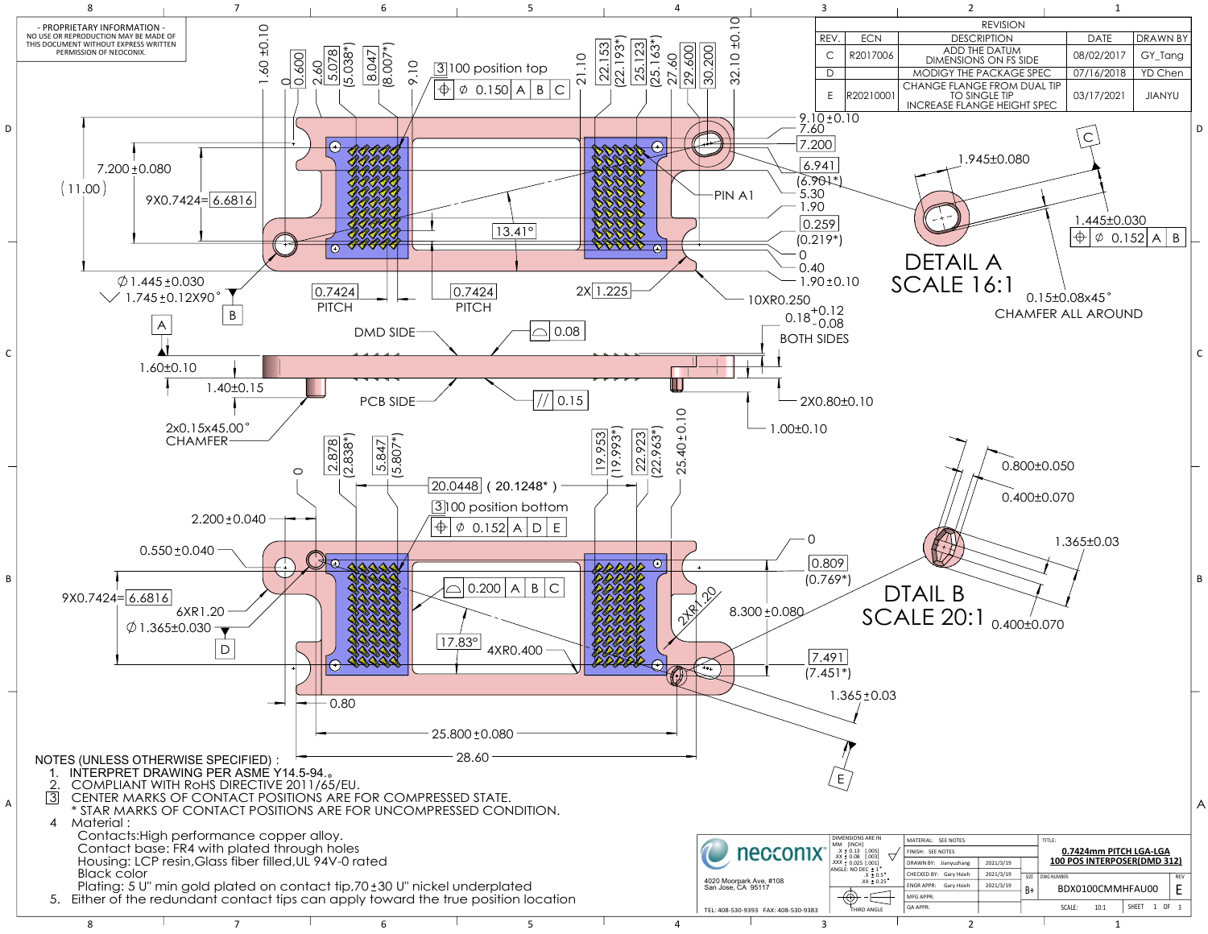- PROPRIETARY INFORMATION -
NO USE OR REPRODUCTION MAY BE MADE OF THIS DOCUMENT WITHOUT EXPRESS WRITTEN PERMISSION OF NEOCONIX.

| REVISION | | | | |
|---|---|---|---|---|
| REV. | ECN | DESCRIPTION | DATE | DRAWN BY |
| C | R2017006 | ADD THE DATUM DIMENSIONS ON FS SIDE | 08/02/2017 | GY_Tang |
| D | | MODIGY THE PACKAGE SPEC | 07/16/2018 | YD Chen |
| E | R20210001 | CHANGE FLANGE FROM DUAL TIP TO SINGLE TIP INCREASE FLANGE HEIGHT SPEC | 03/17/2021 | JIANYU |

3 100 position top — ⌖ ∅ 0.150 | A | B | C

PIN A1

DETAIL A
SCALE 16:1

1.945±0.080
1.445±0.030 ⌖ ∅ 0.152 | A | B
0.15±0.08x45°
CHAMFER ALL AROUND

7.200±0.080 (11.00) 9X0.7424=6.6816
∅1.445±0.030
1.745±0.12X90°
0.7424 PITCH — 0.7424 PITCH — 2X 1.225 — 10XR0.250 — 13.41°

DMD SIDE — ⌓ 0.08
PCB SIDE — // 0.15
0.18 +0.12/−0.08 BOTH SIDES
1.60±0.10 1.40±0.15
2x0.15x45.00° CHAMFER
2X0.80±0.10
1.00±0.10

3 100 position bottom — ⌖ ∅ 0.152 | A | D | E
20.0448 (20.1248*)
⌓ 0.200 | A | B | C
17.83° 4XR0.400 6XR1.20 2XR1.20
∅1.365±0.030
9X0.7424=6.6816
8.300±0.080
25.800±0.080
28.60

DTAIL B
SCALE 20:1

0.800±0.050
0.400±0.070
1.365±0.03
0.400±0.070
1.365±0.03

NOTES (UNLESS OTHERWISE SPECIFIED) :

1. INTERPRET DRAWING PER ASME Y14.5-94.
2. COMPLIANT WITH RoHS DIRECTIVE 2011/65/EU.
3. CENTER MARKS OF CONTACT POSITIONS ARE FOR COMPRESSED STATE.
   * STAR MARKS OF CONTACT POSITIONS ARE FOR UNCOMPRESSED CONDITION.
4. Material :
   Contacts:High performance copper alloy.
   Contact base: FR4 with plated through holes
   Housing: LCP resin,Glass fiber filled,UL 94V-0 rated
   Black color
   Plating: 5 U" min gold plated on contact tip,70±30 U" nickel underplated
5. Either of the redundant contact tips can apply toward the true position location

neoconix
4020 Moorpark Ave, #108
San Jose, CA 95117
TEL: 408-530-9393 FAX: 408-530-9383

| | | |
|---|---|---|
| MATERIAL: SEE NOTES | | |
| FINISH: SEE NOTES | | |
| DRAWN BY: Jianyuzhang | 2021/3/19 | |
| CHECKED BY: Gary Hsieh | 2021/3/19 | |
| ENGR APPR: Gary Hsieh | 2021/3/19 | |
| MFG APPR: | | |
| QA APPR: | | |

TITLE: 0.7424mm PITCH LGA-LGA 100 POS INTERPOSER(DMD 312)
SIZE: B+ DWG NUMBER: BDX0100CMMHFAU00 REV: E
SCALE: 10:1 SHEET 1 OF 3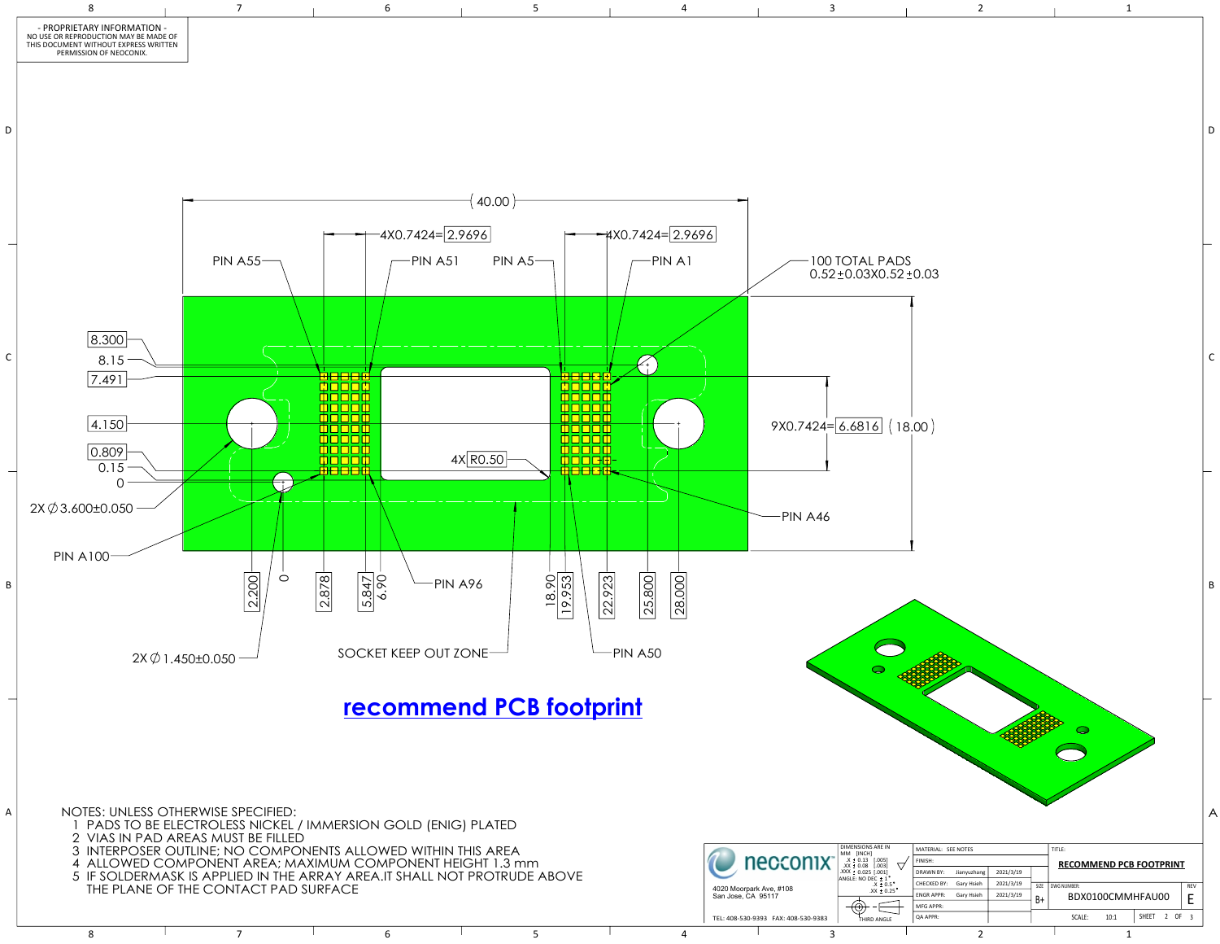- PROPRIETARY INFORMATION -
NO USE OR REPRODUCTION MAY BE MADE OF THIS DOCUMENT WITHOUT EXPRESS WRITTEN PERMISSION OF NEOCONIX.

(40.00)

4X0.7424=2.9696

4X0.7424=2.9696

PIN A55 PIN A51 PIN A5 PIN A1

100 TOTAL PADS
0.52±0.03X0.52±0.03

8.300
8.15
7.491
4.150
0.809
0.15
0

9X0.7424=6.6816 (18.00)

4X R0.50

2X ∅3.600±0.050

PIN A100

PIN A46

2.200 0 2.878 5.847 6.90 18.90 19.953 22.923 25.800 28.000

PIN A96

2X ∅1.450±0.050

SOCKET KEEP OUT ZONE

PIN A50

## recommend PCB footprint

NOTES: UNLESS OTHERWISE SPECIFIED:

1. PADS TO BE ELECTROLESS NICKEL / IMMERSION GOLD (ENIG) PLATED
2. VIAS IN PAD AREAS MUST BE FILLED
3. INTERPOSER OUTLINE; NO COMPONENTS ALLOWED WITHIN THIS AREA
4. ALLOWED COMPONENT AREA; MAXIMUM COMPONENT HEIGHT 1.3 mm
5. IF SOLDERMASK IS APPLIED IN THE ARRAY AREA.IT SHALL NOT PROTRUDE ABOVE THE PLANE OF THE CONTACT PAD SURFACE

neoconix
4020 Moorpark Ave, #108
San Jose, CA 95117
TEL: 408-530-9393 FAX: 408-530-9383

DIMENSIONS ARE IN MM [INCH]
.X ± 0.13 [.005]
.XX ± 0.08 [.003]
.XXX ± 0.025 [.001]
ANGLE: NO DEC ± 1°
.X ± 0.5°
.XX ± 0.25°
THIRD ANGLE

| | | |
|---|---|---|
| MATERIAL: SEE NOTES | | |
| FINISH: | | |
| DRAWN BY: | Jianyuzhang | 2021/3/19 |
| CHECKED BY: | Gary Hsieh | 2021/3/19 |
| ENGR APPR: | Gary Hsieh | 2021/3/19 |
| MFG APPR: | | |
| QA APPR: | | |

TITLE: RECOMMEND PCB FOOTPRINT

SIZE: B+ DWG NUMBER: BDX0100CMMHFAU00 REV: E

SCALE: 10:1 SHEET 2 OF 3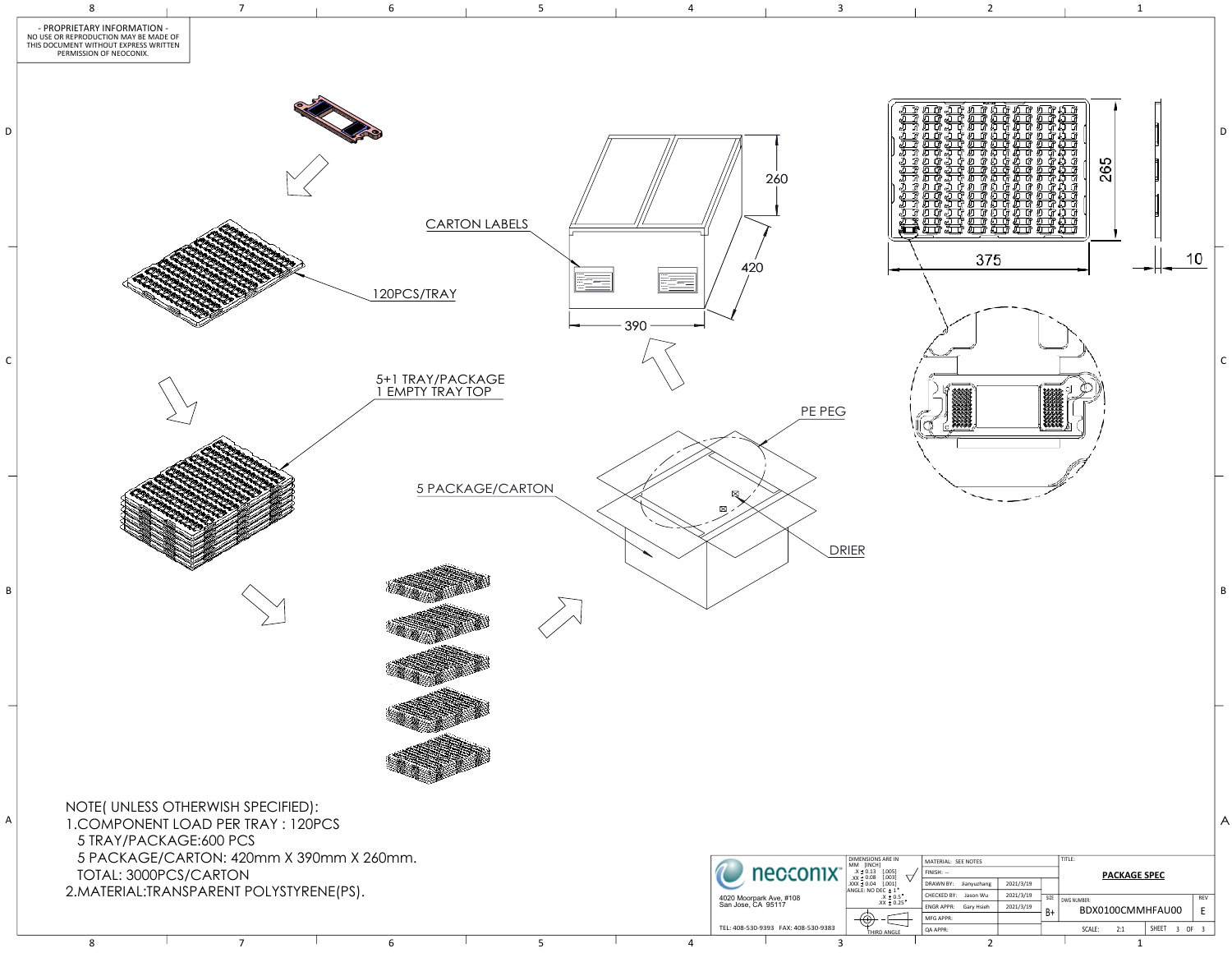- PROPRIETARY INFORMATION -
NO USE OR REPRODUCTION MAY BE MADE OF THIS DOCUMENT WITHOUT EXPRESS WRITTEN PERMISSION OF NEOCONIX.

CARTON LABELS

260

420

390

265

375

10

120PCS/TRAY

5+1 TRAY/PACKAGE
1 EMPTY TRAY TOP

PE PEG

5 PACKAGE/CARTON

DRIER

NOTE( UNLESS OTHERWISH SPECIFIED):

1.COMPONENT LOAD PER TRAY : 120PCS
   5 TRAY/PACKAGE:600 PCS
   5 PACKAGE/CARTON: 420mm X 390mm X 260mm.
   TOTAL: 3000PCS/CARTON

2.MATERIAL:TRANSPARENT POLYSTYRENE(PS).

neoconix
4020 Moorpark Ave, #108
San Jose, CA 95117
TEL: 408-530-9393 FAX: 408-530-9383

DIMENSIONS ARE IN MM [INCH]
.X ± 0.13 [.005]
.XX ± 0.08 [.003]
.XXX ± 0.04 [.001]
ANGLE: NO DEC ± 1°
.X ± 0.5°
.XX ± 0.25°

THIRD ANGLE

| | | |
|---|---|---|
| MATERIAL: SEE NOTES | | |
| FINISH: -- | | |
| DRAWN BY: | Jianyuzhang | 2021/3/19 |
| CHECKED BY: | Jason Wu | 2021/3/19 |
| ENGR APPR: | Gary Hsieh | 2021/3/19 |
| MFG APPR: | | |
| QA APPR: | | |

TITLE: **PACKAGE SPEC**

SIZE: B+

DWG NUMBER: BDX0100CMMHFAU00

REV: E

SCALE: 2:1

SHEET 3 OF 3